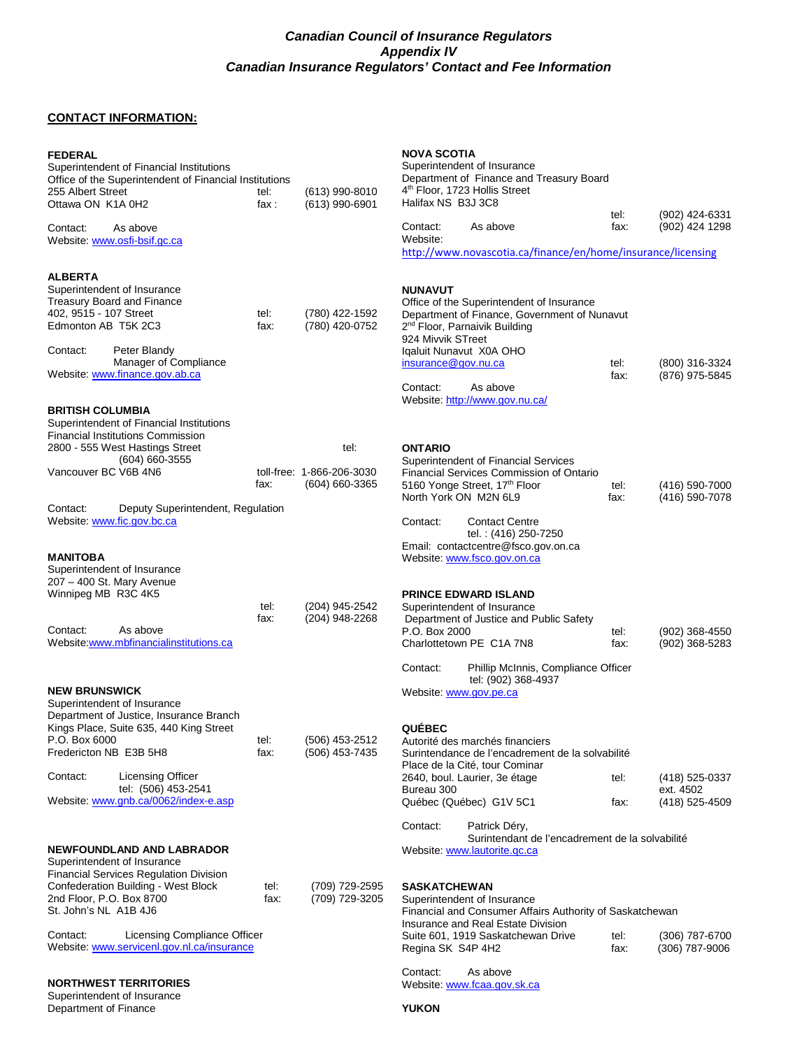***Canadian Council of Insurance Regulators***
***Appendix IV***
***Canadian Insurance Regulators' Contact and Fee Information***

## CONTACT INFORMATION:

**FEDERAL**
Superintendent of Financial Institutions
Office of the Superintendent of Financial Institutions
255 Albert Street — tel: (613) 990-8010
Ottawa ON K1A 0H2 — fax: (613) 990-6901

Contact: As above
Website: www.osfi-bsif.gc.ca

**ALBERTA**
Superintendent of Insurance
Treasury Board and Finance
402, 9515 - 107 Street — tel: (780) 422-1592
Edmonton AB T5K 2C3 — fax: (780) 420-0752

Contact: Peter Blandy
Manager of Compliance
Website: www.finance.gov.ab.ca

**BRITISH COLUMBIA**
Superintendent of Financial Institutions
Financial Institutions Commission
2800 - 555 West Hastings Street — tel: (604) 660-3555
Vancouver BC V6B 4N6 — toll-free: 1-866-206-3030
fax: (604) 660-3365

Contact: Deputy Superintendent, Regulation
Website: www.fic.gov.bc.ca

**MANITOBA**
Superintendent of Insurance
207 – 400 St. Mary Avenue
Winnipeg MB R3C 4K5
tel: (204) 945-2542
fax: (204) 948-2268

Contact: As above
Website: www.mbfinancialinstitutions.ca

**NEW BRUNSWICK**
Superintendent of Insurance
Department of Justice, Insurance Branch
Kings Place, Suite 635, 440 King Street
P.O. Box 6000 — tel: (506) 453-2512
Fredericton NB E3B 5H8 — fax: (506) 453-7435

Contact: Licensing Officer
tel: (506) 453-2541
Website: www.gnb.ca/0062/index-e.asp

**NEWFOUNDLAND AND LABRADOR**
Superintendent of Insurance
Financial Services Regulation Division
Confederation Building - West Block — tel: (709) 729-2595
2nd Floor, P.O. Box 8700 — fax: (709) 729-3205
St. John's NL A1B 4J6

Contact: Licensing Compliance Officer
Website: www.servicenl.gov.nl.ca/insurance

**NORTHWEST TERRITORIES**
Superintendent of Insurance
Department of Finance

**NOVA SCOTIA**
Superintendent of Insurance
Department of Finance and Treasury Board
4th Floor, 1723 Hollis Street
Halifax NS B3J 3C8
tel: (902) 424-6331
fax: (902) 424 1298

Contact: As above
Website:
http://www.novascotia.ca/finance/en/home/insurance/licensing

**NUNAVUT**
Office of the Superintendent of Insurance
Department of Finance, Government of Nunavut
2nd Floor, Parnaivik Building
924 Mivvik STreet
Iqaluit Nunavut X0A OHO
insurance@gov.nu.ca — tel: (800) 316-3324
fax: (876) 975-5845

Contact: As above
Website: http://www.gov.nu.ca/

**ONTARIO**
Superintendent of Financial Services
Financial Services Commission of Ontario
5160 Yonge Street, 17th Floor — tel: (416) 590-7000
North York ON M2N 6L9 — fax: (416) 590-7078

Contact: Contact Centre
tel. : (416) 250-7250
Email: contactcentre@fsco.gov.on.ca
Website: www.fsco.gov.on.ca

**PRINCE EDWARD ISLAND**
Superintendent of Insurance
Department of Justice and Public Safety
P.O. Box 2000 — tel: (902) 368-4550
Charlottetown PE C1A 7N8 — fax: (902) 368-5283

Contact: Phillip McInnis, Compliance Officer
tel: (902) 368-4937
Website: www.gov.pe.ca

**QUÉBEC**
Autorité des marchés financiers
Surintendance de l'encadrement de la solvabilité
Place de la Cité, tour Cominar
2640, boul. Laurier, 3e étage — tel: (418) 525-0337
Bureau 300 — ext. 4502
Québec (Québec) G1V 5C1 — fax: (418) 525-4509

Contact: Patrick Déry,
Surintendant de l'encadrement de la solvabilité
Website: www.lautorite.qc.ca

**SASKATCHEWAN**
Superintendent of Insurance
Financial and Consumer Affairs Authority of Saskatchewan
Insurance and Real Estate Division
Suite 601, 1919 Saskatchewan Drive — tel: (306) 787-6700
Regina SK S4P 4H2 — fax: (306) 787-9006

Contact: As above
Website: www.fcaa.gov.sk.ca

**YUKON**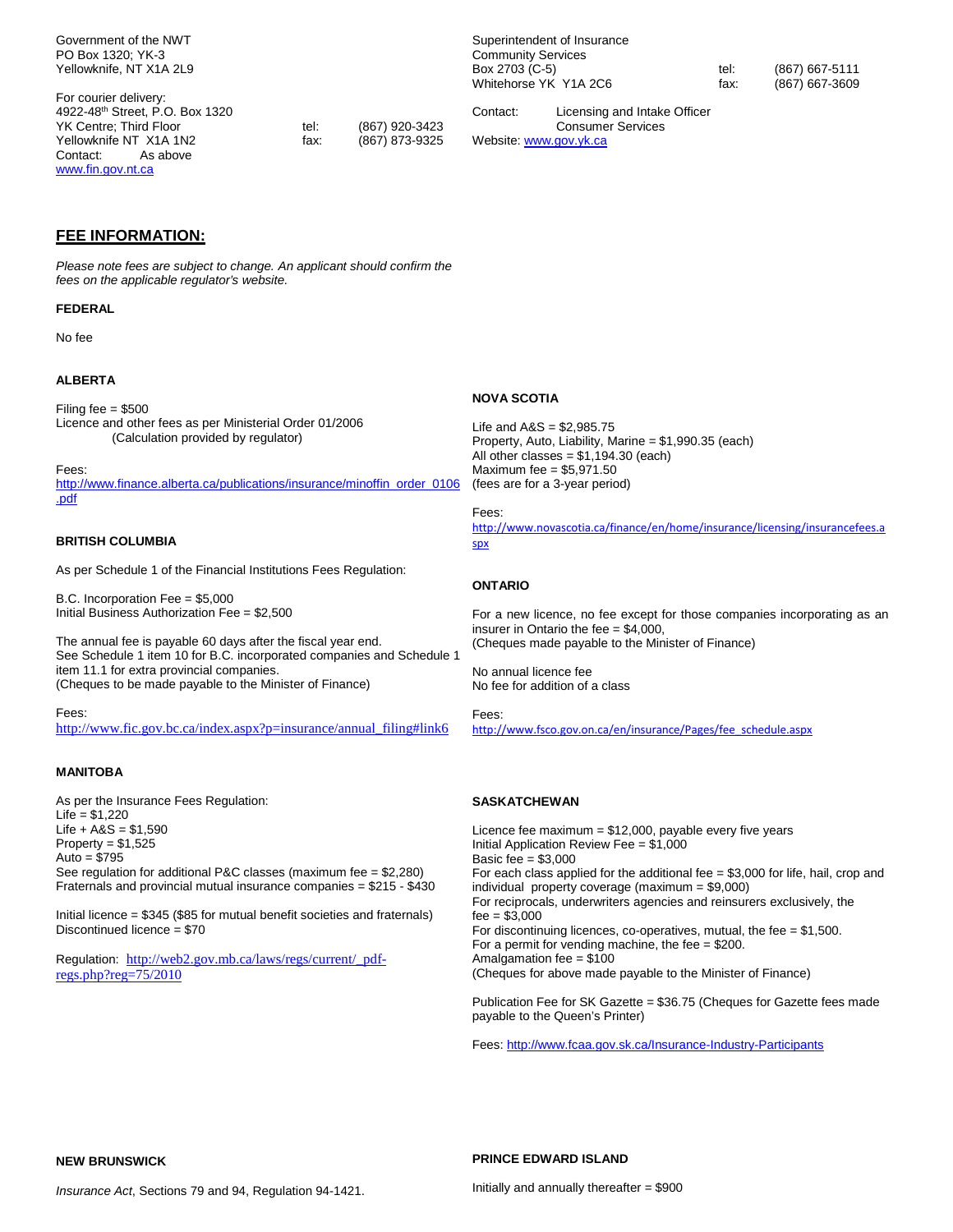Government of the NWT
PO Box 1320; YK-3
Yellowknife, NT X1A 2L9

For courier delivery:
4922-48th Street, P.O. Box 1320
YK Centre; Third Floor tel: (867) 920-3423
Yellowknife NT X1A 1N2 fax: (867) 873-9325
Contact: As above
www.fin.gov.nt.ca

Superintendent of Insurance
Community Services
Box 2703 (C-5) tel: (867) 667-5111
Whitehorse YK Y1A 2C6 fax: (867) 667-3609

Contact: Licensing and Intake Officer
Consumer Services
Website: www.gov.yk.ca

## FEE INFORMATION:

*Please note fees are subject to change. An applicant should confirm the fees on the applicable regulator's website.*

### FEDERAL

No fee

### ALBERTA

Filing fee = $500
Licence and other fees as per Ministerial Order 01/2006
(Calculation provided by regulator)

Fees:
http://www.finance.alberta.ca/publications/insurance/minoffin_order_0106.pdf

### BRITISH COLUMBIA

As per Schedule 1 of the Financial Institutions Fees Regulation:

B.C. Incorporation Fee = $5,000
Initial Business Authorization Fee = $2,500

The annual fee is payable 60 days after the fiscal year end.
See Schedule 1 item 10 for B.C. incorporated companies and Schedule 1 item 11.1 for extra provincial companies.
(Cheques to be made payable to the Minister of Finance)

Fees:
http://www.fic.gov.bc.ca/index.aspx?p=insurance/annual_filing#link6

### MANITOBA

As per the Insurance Fees Regulation:
Life = $1,220
Life + A&S = $1,590
Property = $1,525
Auto = $795
See regulation for additional P&C classes (maximum fee = $2,280)
Fraternals and provincial mutual insurance companies = $215 - $430

Initial licence = $345 ($85 for mutual benefit societies and fraternals)
Discontinued licence = $70

Regulation: http://web2.gov.mb.ca/laws/regs/current/_pdf-regs.php?reg=75/2010

### NEW BRUNSWICK

*Insurance Act*, Sections 79 and 94, Regulation 94-1421.

### NOVA SCOTIA

Life and A&S = $2,985.75
Property, Auto, Liability, Marine = $1,990.35 (each)
All other classes = $1,194.30 (each)
Maximum fee = $5,971.50
(fees are for a 3-year period)

Fees:
http://www.novascotia.ca/finance/en/home/insurance/licensing/insurancefees.aspx

### ONTARIO

For a new licence, no fee except for those companies incorporating as an insurer in Ontario the fee = $4,000,
(Cheques made payable to the Minister of Finance)

No annual licence fee
No fee for addition of a class

Fees:
http://www.fsco.gov.on.ca/en/insurance/Pages/fee_schedule.aspx

### SASKATCHEWAN

Licence fee maximum = $12,000, payable every five years
Initial Application Review Fee = $1,000
Basic fee = $3,000
For each class applied for the additional fee = $3,000 for life, hail, crop and individual property coverage (maximum = $9,000)
For reciprocals, underwriters agencies and reinsurers exclusively, the fee = $3,000
For discontinuing licences, co-operatives, mutual, the fee = $1,500.
For a permit for vending machine, the fee = $200.
Amalgamation fee = $100
(Cheques for above made payable to the Minister of Finance)

Publication Fee for SK Gazette = $36.75 (Cheques for Gazette fees made payable to the Queen's Printer)

Fees: http://www.fcaa.gov.sk.ca/Insurance-Industry-Participants

### PRINCE EDWARD ISLAND

Initially and annually thereafter = $900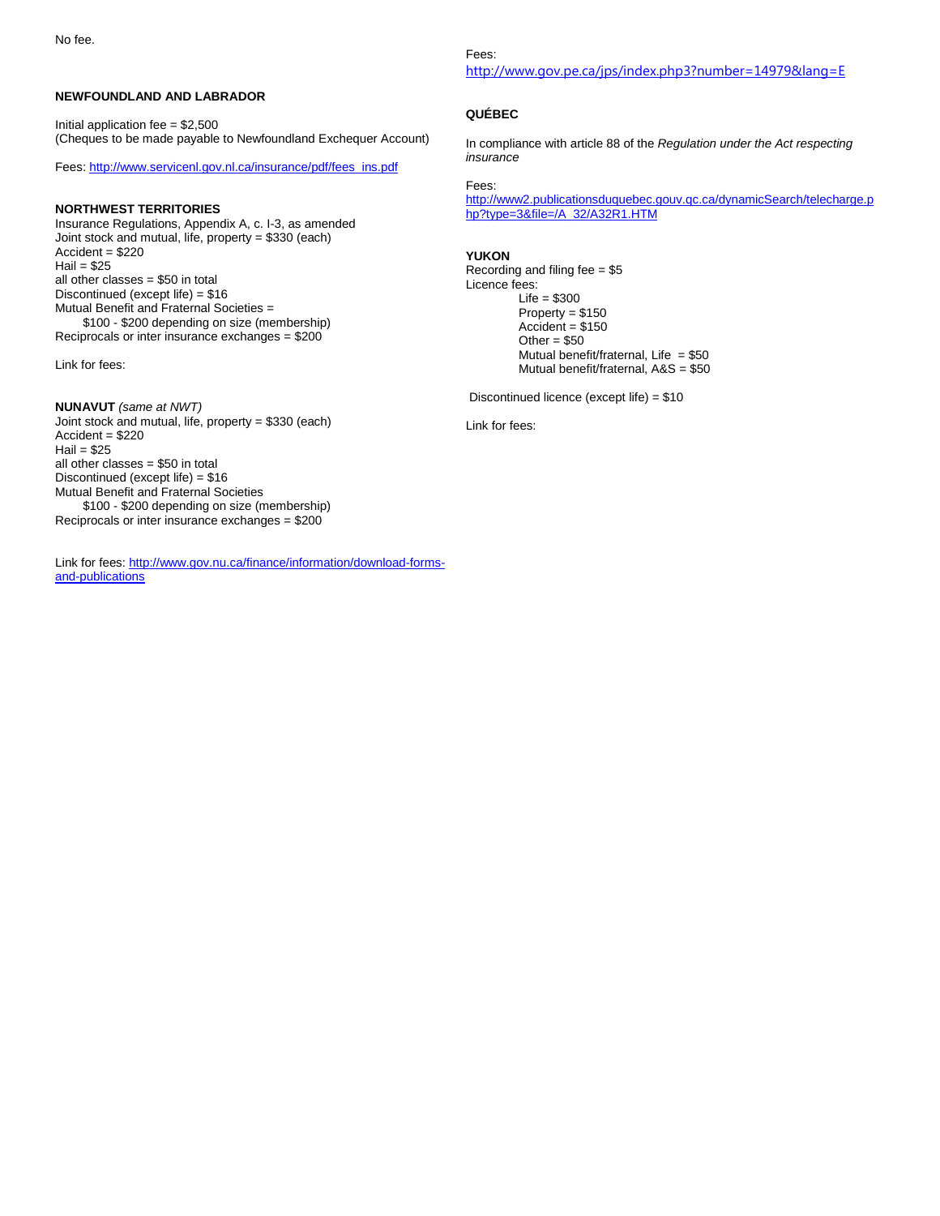No fee.

#### NEWFOUNDLAND AND LABRADOR

Initial application fee = $2,500
(Cheques to be made payable to Newfoundland Exchequer Account)

Fees: http://www.servicenl.gov.nl.ca/insurance/pdf/fees_ins.pdf

#### NORTHWEST TERRITORIES

Insurance Regulations, Appendix A, c. I-3, as amended
Joint stock and mutual, life, property = $330 (each)
Accident = $220
Hail = $25
all other classes = $50 in total
Discontinued (except life) = $16
Mutual Benefit and Fraternal Societies =
  $100 - $200 depending on size (membership)
Reciprocals or inter insurance exchanges = $200

Link for fees:

#### NUNAVUT *(same at NWT)*

Joint stock and mutual, life, property = $330 (each)
Accident = $220
Hail = $25
all other classes = $50 in total
Discontinued (except life) = $16
Mutual Benefit and Fraternal Societies
  $100 - $200 depending on size (membership)
Reciprocals or inter insurance exchanges = $200

Link for fees: http://www.gov.nu.ca/finance/information/download-forms-and-publications

Fees:
http://www.gov.pe.ca/jps/index.php3?number=14979&lang=E

#### QUÉBEC

In compliance with article 88 of the *Regulation under the Act respecting insurance*

Fees:
http://www2.publicationsduquebec.gouv.qc.ca/dynamicSearch/telecharge.php?type=3&file=/A_32/A32R1.HTM

#### YUKON

Recording and filing fee = $5
Licence fees:
- Life = $300
- Property = $150
- Accident = $150
- Other = $50
- Mutual benefit/fraternal, Life = $50
- Mutual benefit/fraternal, A&S = $50

Discontinued licence (except life) = $10

Link for fees: